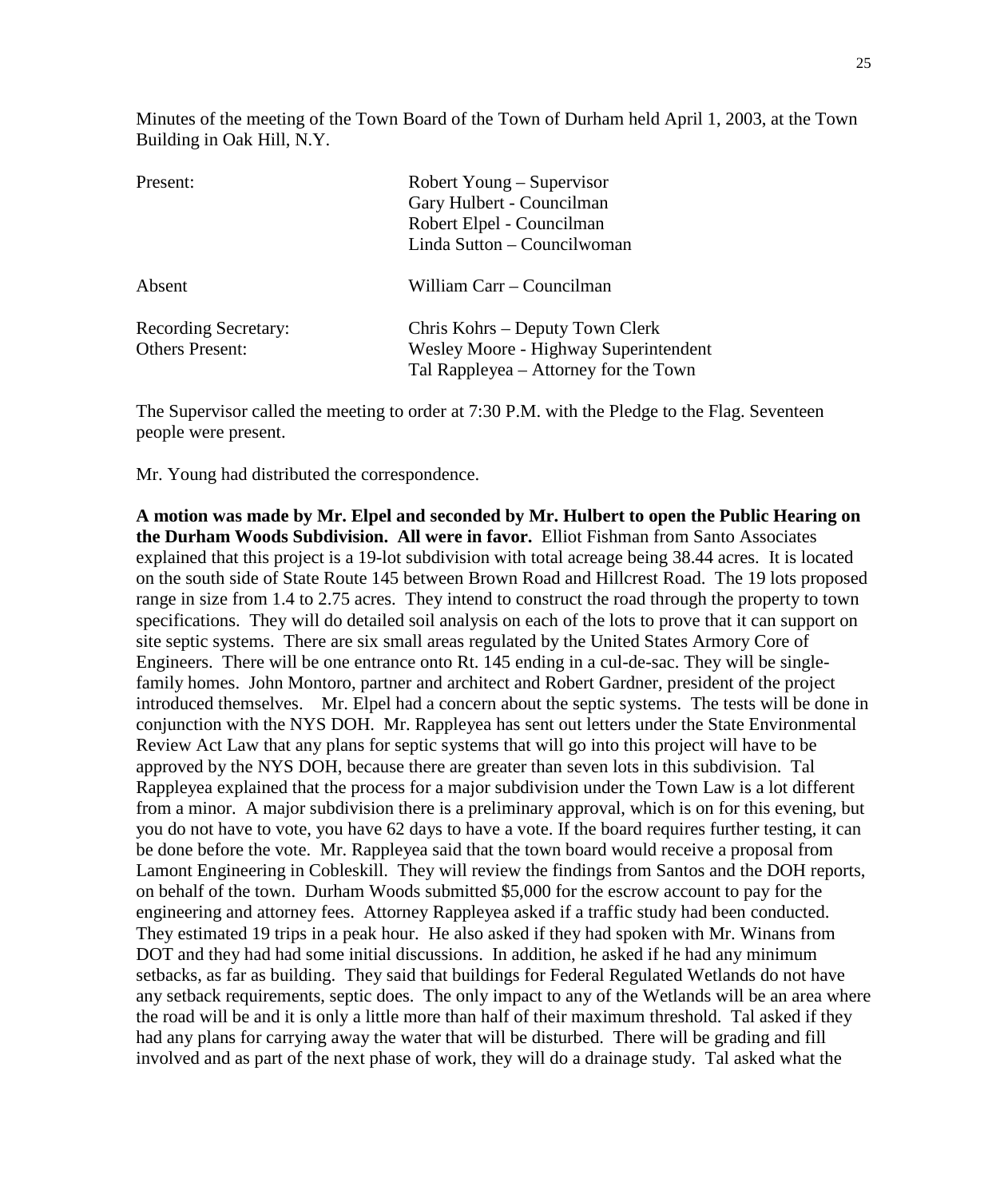Minutes of the meeting of the Town Board of the Town of Durham held April 1, 2003, at the Town Building in Oak Hill, N.Y.

| | |
|---|---|
| Present: | Robert Young – Supervisor<br>Gary Hulbert - Councilman<br>Robert Elpel - Councilman<br>Linda Sutton – Councilwoman |
| Absent | William Carr – Councilman |
| Recording Secretary: | Chris Kohrs – Deputy Town Clerk |
| Others Present: | Wesley Moore - Highway Superintendent<br>Tal Rappleyea – Attorney for the Town |

The Supervisor called the meeting to order at 7:30 P.M. with the Pledge to the Flag. Seventeen people were present.

Mr. Young had distributed the correspondence.

**A motion was made by Mr. Elpel and seconded by Mr. Hulbert to open the Public Hearing on the Durham Woods Subdivision. All were in favor.** Elliot Fishman from Santo Associates explained that this project is a 19-lot subdivision with total acreage being 38.44 acres. It is located on the south side of State Route 145 between Brown Road and Hillcrest Road. The 19 lots proposed range in size from 1.4 to 2.75 acres. They intend to construct the road through the property to town specifications. They will do detailed soil analysis on each of the lots to prove that it can support on site septic systems. There are six small areas regulated by the United States Armory Core of Engineers. There will be one entrance onto Rt. 145 ending in a cul-de-sac. They will be single-family homes. John Montoro, partner and architect and Robert Gardner, president of the project introduced themselves. Mr. Elpel had a concern about the septic systems. The tests will be done in conjunction with the NYS DOH. Mr. Rappleyea has sent out letters under the State Environmental Review Act Law that any plans for septic systems that will go into this project will have to be approved by the NYS DOH, because there are greater than seven lots in this subdivision. Tal Rappleyea explained that the process for a major subdivision under the Town Law is a lot different from a minor. A major subdivision there is a preliminary approval, which is on for this evening, but you do not have to vote, you have 62 days to have a vote. If the board requires further testing, it can be done before the vote. Mr. Rappleyea said that the town board would receive a proposal from Lamont Engineering in Cobleskill. They will review the findings from Santos and the DOH reports, on behalf of the town. Durham Woods submitted $5,000 for the escrow account to pay for the engineering and attorney fees. Attorney Rappleyea asked if a traffic study had been conducted. They estimated 19 trips in a peak hour. He also asked if they had spoken with Mr. Winans from DOT and they had had some initial discussions. In addition, he asked if he had any minimum setbacks, as far as building. They said that buildings for Federal Regulated Wetlands do not have any setback requirements, septic does. The only impact to any of the Wetlands will be an area where the road will be and it is only a little more than half of their maximum threshold. Tal asked if they had any plans for carrying away the water that will be disturbed. There will be grading and fill involved and as part of the next phase of work, they will do a drainage study. Tal asked what the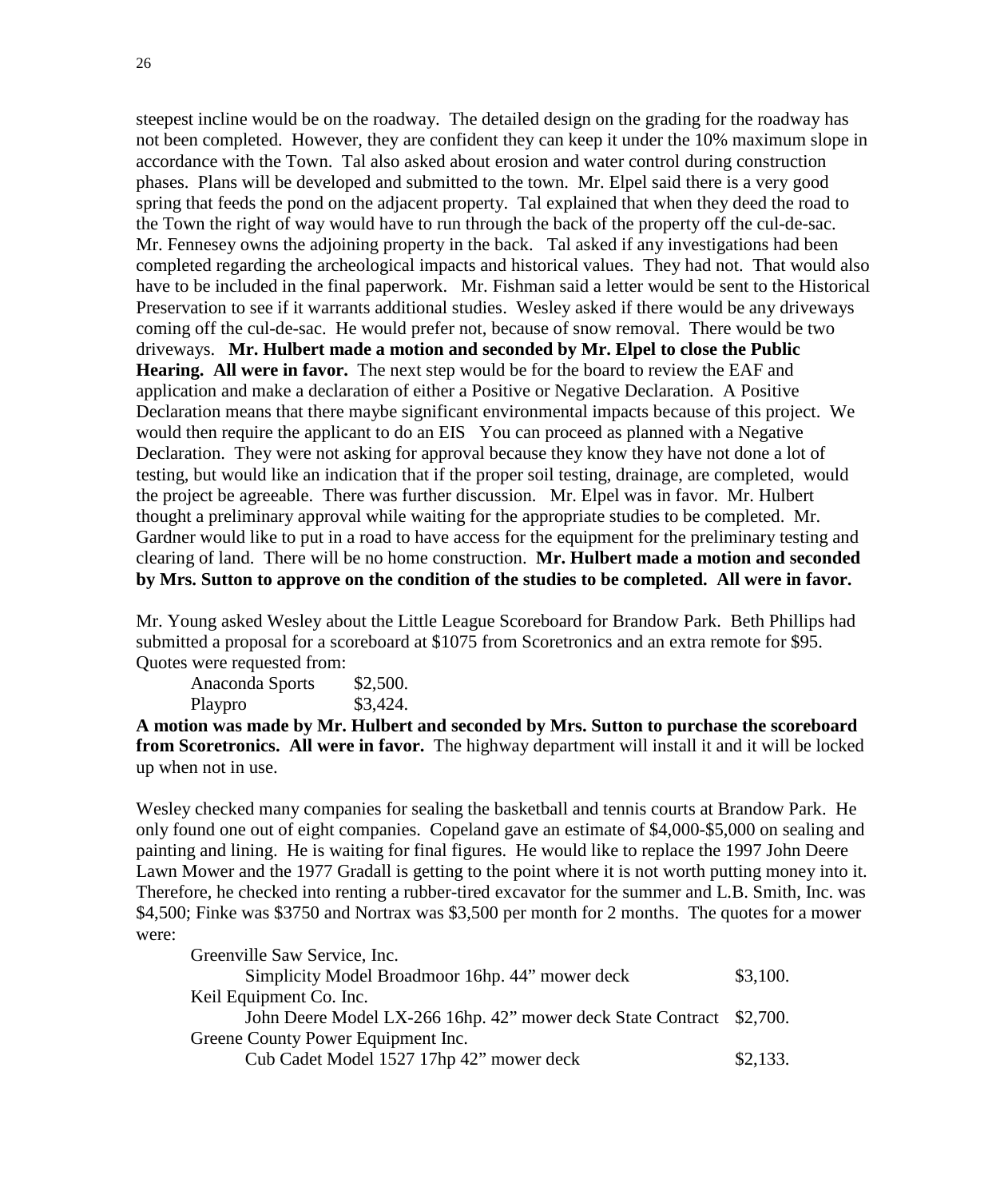steepest incline would be on the roadway. The detailed design on the grading for the roadway has not been completed. However, they are confident they can keep it under the 10% maximum slope in accordance with the Town. Tal also asked about erosion and water control during construction phases. Plans will be developed and submitted to the town. Mr. Elpel said there is a very good spring that feeds the pond on the adjacent property. Tal explained that when they deed the road to the Town the right of way would have to run through the back of the property off the cul-de-sac. Mr. Fennesey owns the adjoining property in the back. Tal asked if any investigations had been completed regarding the archeological impacts and historical values. They had not. That would also have to be included in the final paperwork. Mr. Fishman said a letter would be sent to the Historical Preservation to see if it warrants additional studies. Wesley asked if there would be any driveways coming off the cul-de-sac. He would prefer not, because of snow removal. There would be two driveways. **Mr. Hulbert made a motion and seconded by Mr. Elpel to close the Public Hearing. All were in favor.** The next step would be for the board to review the EAF and application and make a declaration of either a Positive or Negative Declaration. A Positive Declaration means that there maybe significant environmental impacts because of this project. We would then require the applicant to do an EIS You can proceed as planned with a Negative Declaration. They were not asking for approval because they know they have not done a lot of testing, but would like an indication that if the proper soil testing, drainage, are completed, would the project be agreeable. There was further discussion. Mr. Elpel was in favor. Mr. Hulbert thought a preliminary approval while waiting for the appropriate studies to be completed. Mr. Gardner would like to put in a road to have access for the equipment for the preliminary testing and clearing of land. There will be no home construction. **Mr. Hulbert made a motion and seconded by Mrs. Sutton to approve on the condition of the studies to be completed. All were in favor.**

Mr. Young asked Wesley about the Little League Scoreboard for Brandow Park. Beth Phillips had submitted a proposal for a scoreboard at $1075 from Scoretronics and an extra remote for $95. Quotes were requested from:

| | |
|---|---|
| Anaconda Sports | $2,500. |
| Playpro | $3,424. |

**A motion was made by Mr. Hulbert and seconded by Mrs. Sutton to purchase the scoreboard from Scoretronics. All were in favor.** The highway department will install it and it will be locked up when not in use.

Wesley checked many companies for sealing the basketball and tennis courts at Brandow Park. He only found one out of eight companies. Copeland gave an estimate of $4,000-$5,000 on sealing and painting and lining. He is waiting for final figures. He would like to replace the 1997 John Deere Lawn Mower and the 1977 Gradall is getting to the point where it is not worth putting money into it. Therefore, he checked into renting a rubber-tired excavator for the summer and L.B. Smith, Inc. was $4,500; Finke was $3750 and Nortrax was $3,500 per month for 2 months. The quotes for a mower were:

| | |
|---|---|
| Greenville Saw Service, Inc. | |
| Simplicity Model Broadmoor 16hp. 44" mower deck | $3,100. |
| Keil Equipment Co. Inc. | |
| John Deere Model LX-266 16hp. 42" mower deck State Contract | $2,700. |
| Greene County Power Equipment Inc. | |
| Cub Cadet Model 1527 17hp 42" mower deck | $2,133. |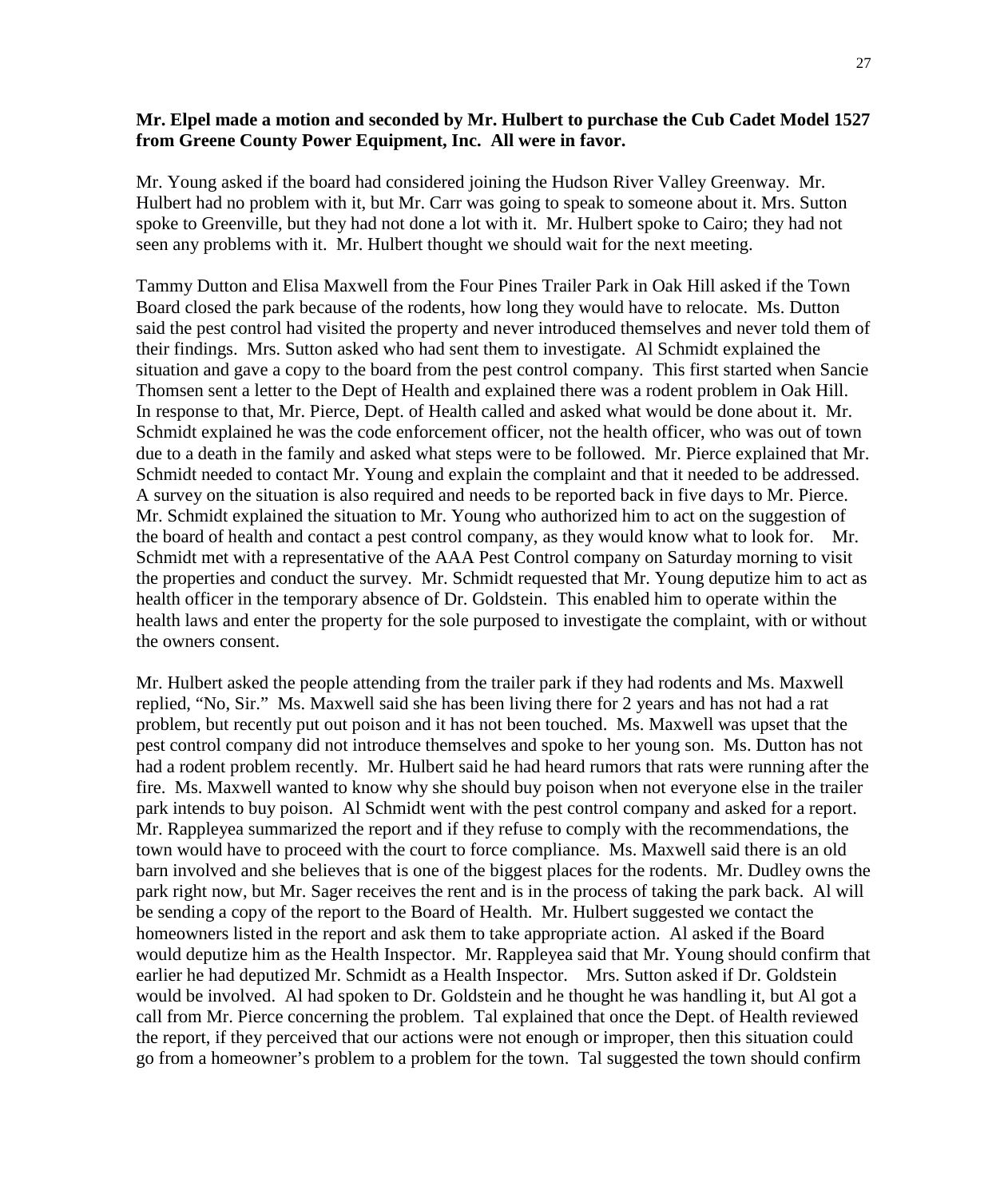**Mr. Elpel made a motion and seconded by Mr. Hulbert to purchase the Cub Cadet Model 1527 from Greene County Power Equipment, Inc. All were in favor.**

Mr. Young asked if the board had considered joining the Hudson River Valley Greenway. Mr. Hulbert had no problem with it, but Mr. Carr was going to speak to someone about it. Mrs. Sutton spoke to Greenville, but they had not done a lot with it. Mr. Hulbert spoke to Cairo; they had not seen any problems with it. Mr. Hulbert thought we should wait for the next meeting.

Tammy Dutton and Elisa Maxwell from the Four Pines Trailer Park in Oak Hill asked if the Town Board closed the park because of the rodents, how long they would have to relocate. Ms. Dutton said the pest control had visited the property and never introduced themselves and never told them of their findings. Mrs. Sutton asked who had sent them to investigate. Al Schmidt explained the situation and gave a copy to the board from the pest control company. This first started when Sancie Thomsen sent a letter to the Dept of Health and explained there was a rodent problem in Oak Hill. In response to that, Mr. Pierce, Dept. of Health called and asked what would be done about it. Mr. Schmidt explained he was the code enforcement officer, not the health officer, who was out of town due to a death in the family and asked what steps were to be followed. Mr. Pierce explained that Mr. Schmidt needed to contact Mr. Young and explain the complaint and that it needed to be addressed. A survey on the situation is also required and needs to be reported back in five days to Mr. Pierce. Mr. Schmidt explained the situation to Mr. Young who authorized him to act on the suggestion of the board of health and contact a pest control company, as they would know what to look for. Mr. Schmidt met with a representative of the AAA Pest Control company on Saturday morning to visit the properties and conduct the survey. Mr. Schmidt requested that Mr. Young deputize him to act as health officer in the temporary absence of Dr. Goldstein. This enabled him to operate within the health laws and enter the property for the sole purposed to investigate the complaint, with or without the owners consent.

Mr. Hulbert asked the people attending from the trailer park if they had rodents and Ms. Maxwell replied, "No, Sir." Ms. Maxwell said she has been living there for 2 years and has not had a rat problem, but recently put out poison and it has not been touched. Ms. Maxwell was upset that the pest control company did not introduce themselves and spoke to her young son. Ms. Dutton has not had a rodent problem recently. Mr. Hulbert said he had heard rumors that rats were running after the fire. Ms. Maxwell wanted to know why she should buy poison when not everyone else in the trailer park intends to buy poison. Al Schmidt went with the pest control company and asked for a report. Mr. Rappleyea summarized the report and if they refuse to comply with the recommendations, the town would have to proceed with the court to force compliance. Ms. Maxwell said there is an old barn involved and she believes that is one of the biggest places for the rodents. Mr. Dudley owns the park right now, but Mr. Sager receives the rent and is in the process of taking the park back. Al will be sending a copy of the report to the Board of Health. Mr. Hulbert suggested we contact the homeowners listed in the report and ask them to take appropriate action. Al asked if the Board would deputize him as the Health Inspector. Mr. Rappleyea said that Mr. Young should confirm that earlier he had deputized Mr. Schmidt as a Health Inspector. Mrs. Sutton asked if Dr. Goldstein would be involved. Al had spoken to Dr. Goldstein and he thought he was handling it, but Al got a call from Mr. Pierce concerning the problem. Tal explained that once the Dept. of Health reviewed the report, if they perceived that our actions were not enough or improper, then this situation could go from a homeowner's problem to a problem for the town. Tal suggested the town should confirm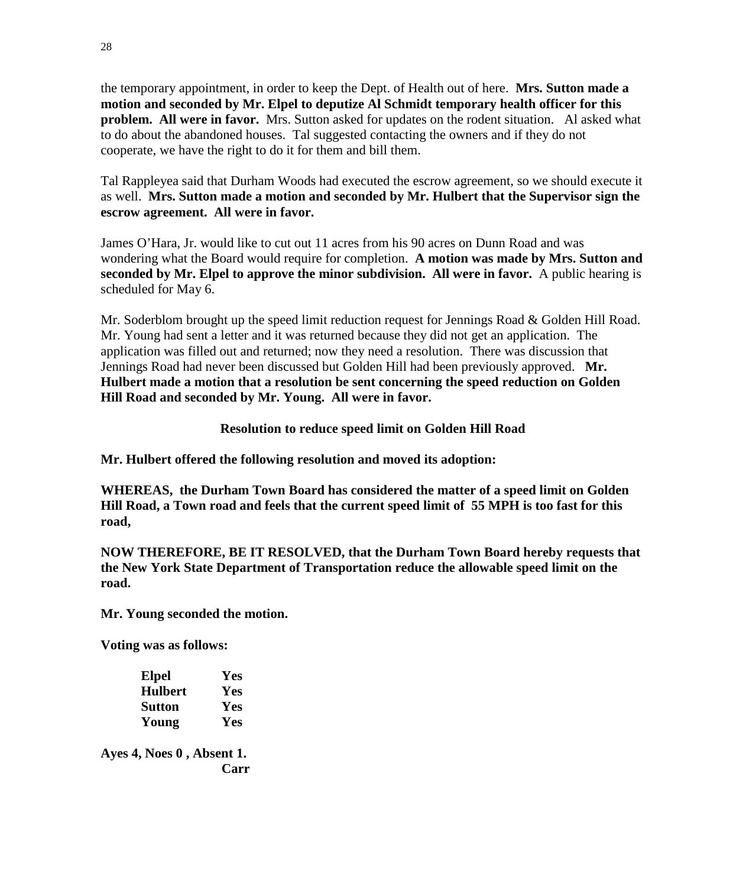the temporary appointment, in order to keep the Dept. of Health out of here. **Mrs. Sutton made a motion and seconded by Mr. Elpel to deputize Al Schmidt temporary health officer for this problem. All were in favor.** Mrs. Sutton asked for updates on the rodent situation. Al asked what to do about the abandoned houses. Tal suggested contacting the owners and if they do not cooperate, we have the right to do it for them and bill them.

Tal Rappleyea said that Durham Woods had executed the escrow agreement, so we should execute it as well. **Mrs. Sutton made a motion and seconded by Mr. Hulbert that the Supervisor sign the escrow agreement. All were in favor.**

James O'Hara, Jr. would like to cut out 11 acres from his 90 acres on Dunn Road and was wondering what the Board would require for completion. **A motion was made by Mrs. Sutton and seconded by Mr. Elpel to approve the minor subdivision. All were in favor.** A public hearing is scheduled for May 6.

Mr. Soderblom brought up the speed limit reduction request for Jennings Road & Golden Hill Road. Mr. Young had sent a letter and it was returned because they did not get an application. The application was filled out and returned; now they need a resolution. There was discussion that Jennings Road had never been discussed but Golden Hill had been previously approved. **Mr. Hulbert made a motion that a resolution be sent concerning the speed reduction on Golden Hill Road and seconded by Mr. Young. All were in favor.**

**Resolution to reduce speed limit on Golden Hill Road**

**Mr. Hulbert offered the following resolution and moved its adoption:**

**WHEREAS, the Durham Town Board has considered the matter of a speed limit on Golden Hill Road, a Town road and feels that the current speed limit of 55 MPH is too fast for this road,**

**NOW THEREFORE, BE IT RESOLVED, that the Durham Town Board hereby requests that the New York State Department of Transportation reduce the allowable speed limit on the road.**

**Mr. Young seconded the motion.**

**Voting was as follows:**

| | |
|---|---|
| **Elpel** | **Yes** |
| **Hulbert** | **Yes** |
| **Sutton** | **Yes** |
| **Young** | **Yes** |

**Ayes 4, Noes 0 , Absent 1.**
**Carr**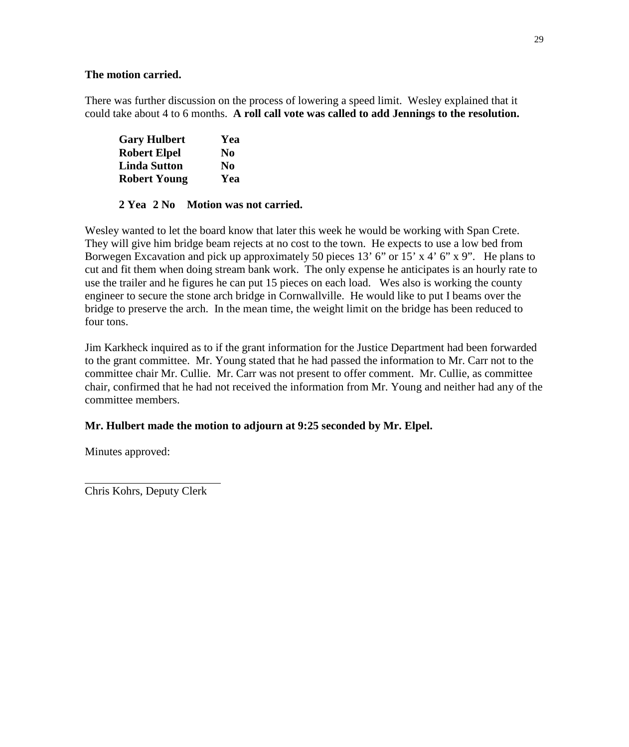**The motion carried.**

There was further discussion on the process of lowering a speed limit. Wesley explained that it could take about 4 to 6 months. **A roll call vote was called to add Jennings to the resolution.**

| | |
|---|---|
| **Gary Hulbert** | **Yea** |
| **Robert Elpel** | **No** |
| **Linda Sutton** | **No** |
| **Robert Young** | **Yea** |

**2 Yea 2 No Motion was not carried.**

Wesley wanted to let the board know that later this week he would be working with Span Crete. They will give him bridge beam rejects at no cost to the town. He expects to use a low bed from Borwegen Excavation and pick up approximately 50 pieces 13' 6" or 15' x 4' 6" x 9". He plans to cut and fit them when doing stream bank work. The only expense he anticipates is an hourly rate to use the trailer and he figures he can put 15 pieces on each load. Wes also is working the county engineer to secure the stone arch bridge in Cornwallville. He would like to put I beams over the bridge to preserve the arch. In the mean time, the weight limit on the bridge has been reduced to four tons.

Jim Karkheck inquired as to if the grant information for the Justice Department had been forwarded to the grant committee. Mr. Young stated that he had passed the information to Mr. Carr not to the committee chair Mr. Cullie. Mr. Carr was not present to offer comment. Mr. Cullie, as committee chair, confirmed that he had not received the information from Mr. Young and neither had any of the committee members.

**Mr. Hulbert made the motion to adjourn at 9:25 seconded by Mr. Elpel.**

Minutes approved:

\_\_\_\_\_\_\_\_\_\_\_\_\_\_\_\_\_\_\_\_\_\_\_\_\_\_

Chris Kohrs, Deputy Clerk